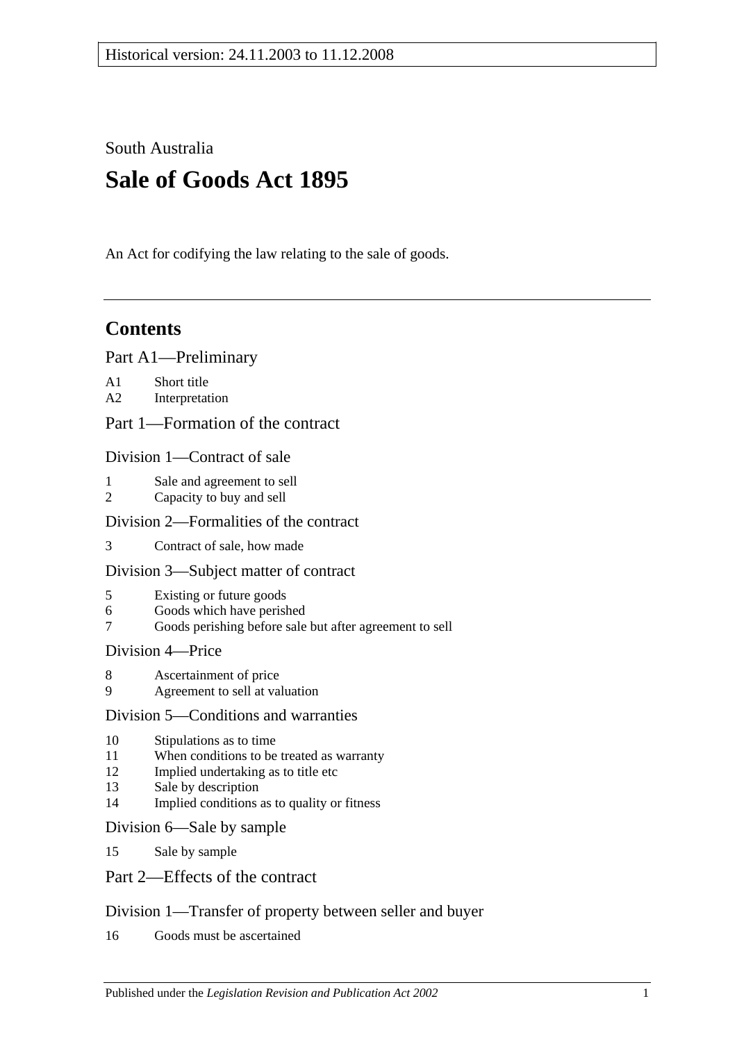Historical version: 24.11.2003 to 11.12.2008

South Australia

# Sale of Goods Act 1895

An Act for codifying the law relating to the sale of goods.

## Contents

Part A1—Preliminary

A1 Short title
A2 Interpretation

Part 1—Formation of the contract

Division 1—Contract of sale

1 Sale and agreement to sell
2 Capacity to buy and sell

Division 2—Formalities of the contract

3 Contract of sale, how made

Division 3—Subject matter of contract

5 Existing or future goods
6 Goods which have perished
7 Goods perishing before sale but after agreement to sell

Division 4—Price

8 Ascertainment of price
9 Agreement to sell at valuation

Division 5—Conditions and warranties

10 Stipulations as to time
11 When conditions to be treated as warranty
12 Implied undertaking as to title etc
13 Sale by description
14 Implied conditions as to quality or fitness

Division 6—Sale by sample

15 Sale by sample

Part 2—Effects of the contract

Division 1—Transfer of property between seller and buyer

16 Goods must be ascertained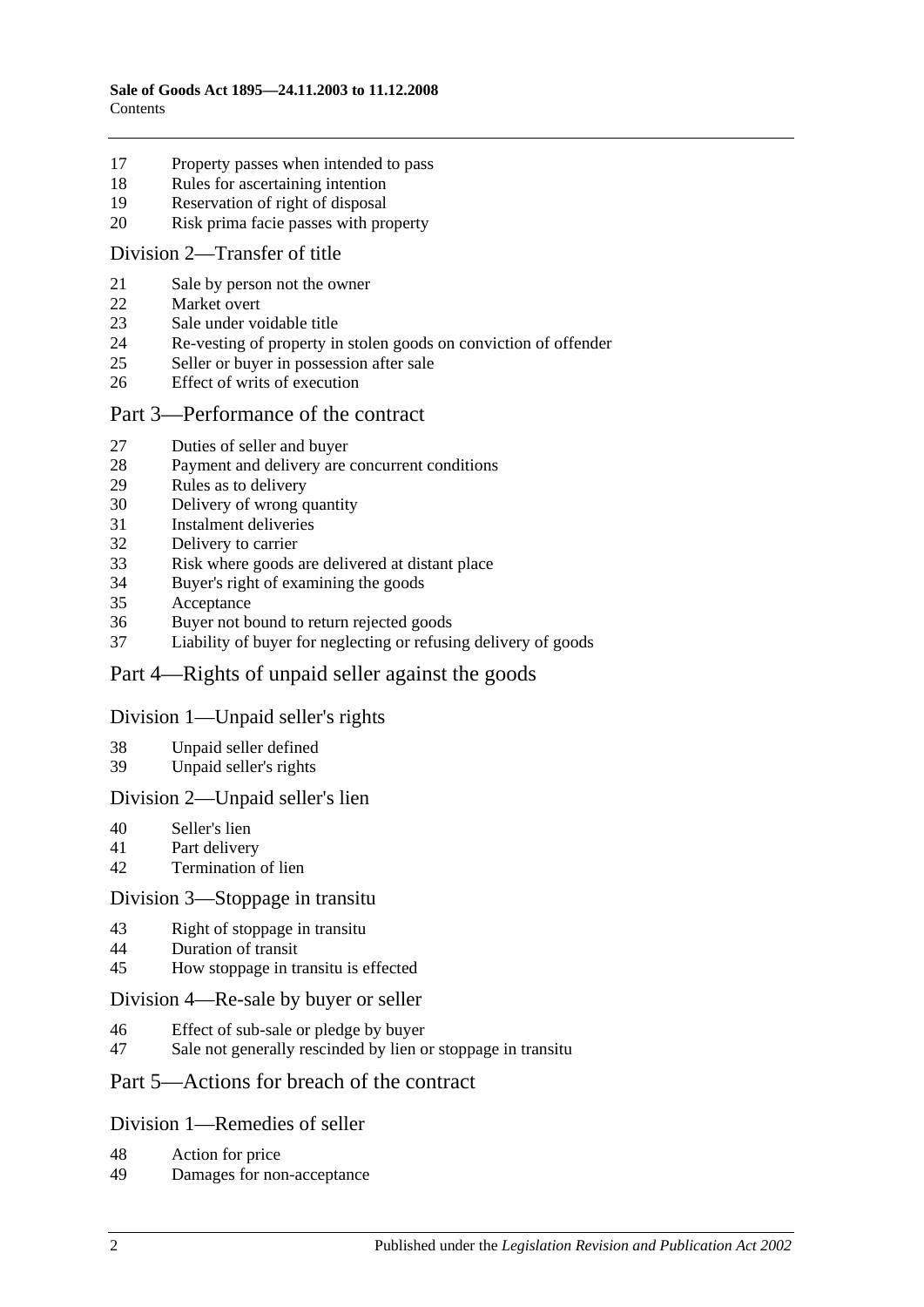17 Property passes when intended to pass
18 Rules for ascertaining intention
19 Reservation of right of disposal
20 Risk prima facie passes with property

## Division 2—Transfer of title

21 Sale by person not the owner
22 Market overt
23 Sale under voidable title
24 Re-vesting of property in stolen goods on conviction of offender
25 Seller or buyer in possession after sale
26 Effect of writs of execution

## Part 3—Performance of the contract

27 Duties of seller and buyer
28 Payment and delivery are concurrent conditions
29 Rules as to delivery
30 Delivery of wrong quantity
31 Instalment deliveries
32 Delivery to carrier
33 Risk where goods are delivered at distant place
34 Buyer's right of examining the goods
35 Acceptance
36 Buyer not bound to return rejected goods
37 Liability of buyer for neglecting or refusing delivery of goods

## Part 4—Rights of unpaid seller against the goods

## Division 1—Unpaid seller's rights

38 Unpaid seller defined
39 Unpaid seller's rights

## Division 2—Unpaid seller's lien

40 Seller's lien
41 Part delivery
42 Termination of lien

## Division 3—Stoppage in transitu

43 Right of stoppage in transitu
44 Duration of transit
45 How stoppage in transitu is effected

## Division 4—Re-sale by buyer or seller

46 Effect of sub-sale or pledge by buyer
47 Sale not generally rescinded by lien or stoppage in transitu

## Part 5—Actions for breach of the contract

## Division 1—Remedies of seller

48 Action for price
49 Damages for non-acceptance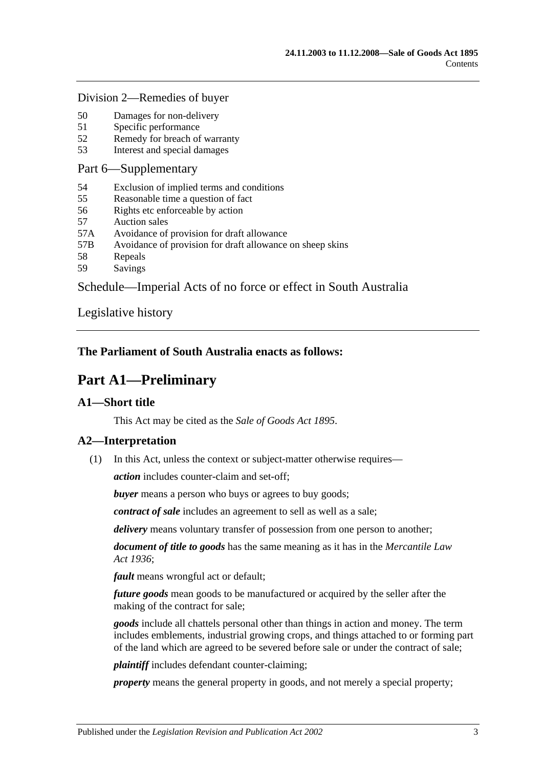Division 2—Remedies of buyer

50 Damages for non-delivery
51 Specific performance
52 Remedy for breach of warranty
53 Interest and special damages

Part 6—Supplementary

54 Exclusion of implied terms and conditions
55 Reasonable time a question of fact
56 Rights etc enforceable by action
57 Auction sales
57A Avoidance of provision for draft allowance
57B Avoidance of provision for draft allowance on sheep skins
58 Repeals
59 Savings

Schedule—Imperial Acts of no force or effect in South Australia

Legislative history

**The Parliament of South Australia enacts as follows:**

# Part A1—Preliminary

## A1—Short title

This Act may be cited as the *Sale of Goods Act 1895*.

## A2—Interpretation

(1) In this Act, unless the context or subject-matter otherwise requires—

***action*** includes counter-claim and set-off;

***buyer*** means a person who buys or agrees to buy goods;

***contract of sale*** includes an agreement to sell as well as a sale;

***delivery*** means voluntary transfer of possession from one person to another;

***document of title to goods*** has the same meaning as it has in the *Mercantile Law Act 1936*;

***fault*** means wrongful act or default;

***future goods*** mean goods to be manufactured or acquired by the seller after the making of the contract for sale;

***goods*** include all chattels personal other than things in action and money. The term includes emblements, industrial growing crops, and things attached to or forming part of the land which are agreed to be severed before sale or under the contract of sale;

***plaintiff*** includes defendant counter-claiming;

***property*** means the general property in goods, and not merely a special property;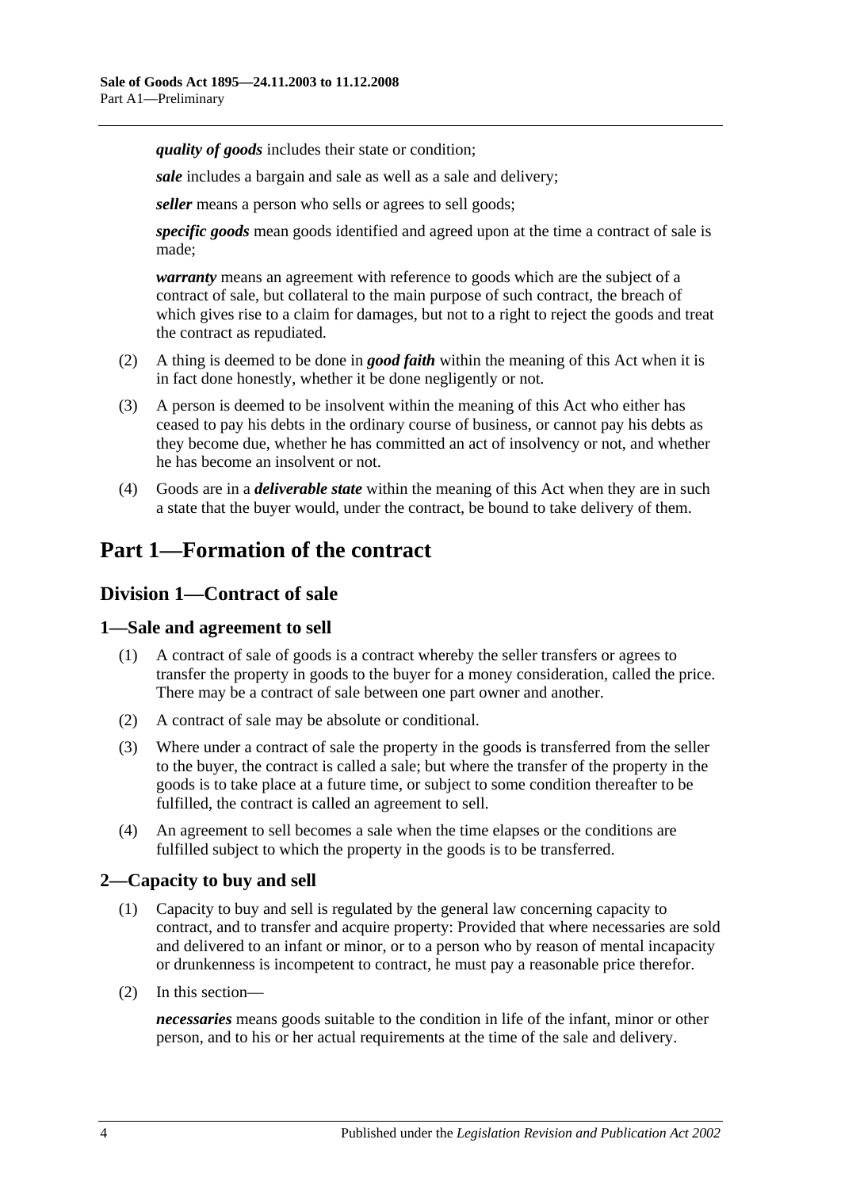***quality of goods*** includes their state or condition;

***sale*** includes a bargain and sale as well as a sale and delivery;

***seller*** means a person who sells or agrees to sell goods;

***specific goods*** mean goods identified and agreed upon at the time a contract of sale is made;

***warranty*** means an agreement with reference to goods which are the subject of a contract of sale, but collateral to the main purpose of such contract, the breach of which gives rise to a claim for damages, but not to a right to reject the goods and treat the contract as repudiated.

(2) A thing is deemed to be done in ***good faith*** within the meaning of this Act when it is in fact done honestly, whether it be done negligently or not.

(3) A person is deemed to be insolvent within the meaning of this Act who either has ceased to pay his debts in the ordinary course of business, or cannot pay his debts as they become due, whether he has committed an act of insolvency or not, and whether he has become an insolvent or not.

(4) Goods are in a ***deliverable state*** within the meaning of this Act when they are in such a state that the buyer would, under the contract, be bound to take delivery of them.

# Part 1—Formation of the contract

## Division 1—Contract of sale

### 1—Sale and agreement to sell

(1) A contract of sale of goods is a contract whereby the seller transfers or agrees to transfer the property in goods to the buyer for a money consideration, called the price. There may be a contract of sale between one part owner and another.

(2) A contract of sale may be absolute or conditional.

(3) Where under a contract of sale the property in the goods is transferred from the seller to the buyer, the contract is called a sale; but where the transfer of the property in the goods is to take place at a future time, or subject to some condition thereafter to be fulfilled, the contract is called an agreement to sell.

(4) An agreement to sell becomes a sale when the time elapses or the conditions are fulfilled subject to which the property in the goods is to be transferred.

### 2—Capacity to buy and sell

(1) Capacity to buy and sell is regulated by the general law concerning capacity to contract, and to transfer and acquire property: Provided that where necessaries are sold and delivered to an infant or minor, or to a person who by reason of mental incapacity or drunkenness is incompetent to contract, he must pay a reasonable price therefor.

(2) In this section—

***necessaries*** means goods suitable to the condition in life of the infant, minor or other person, and to his or her actual requirements at the time of the sale and delivery.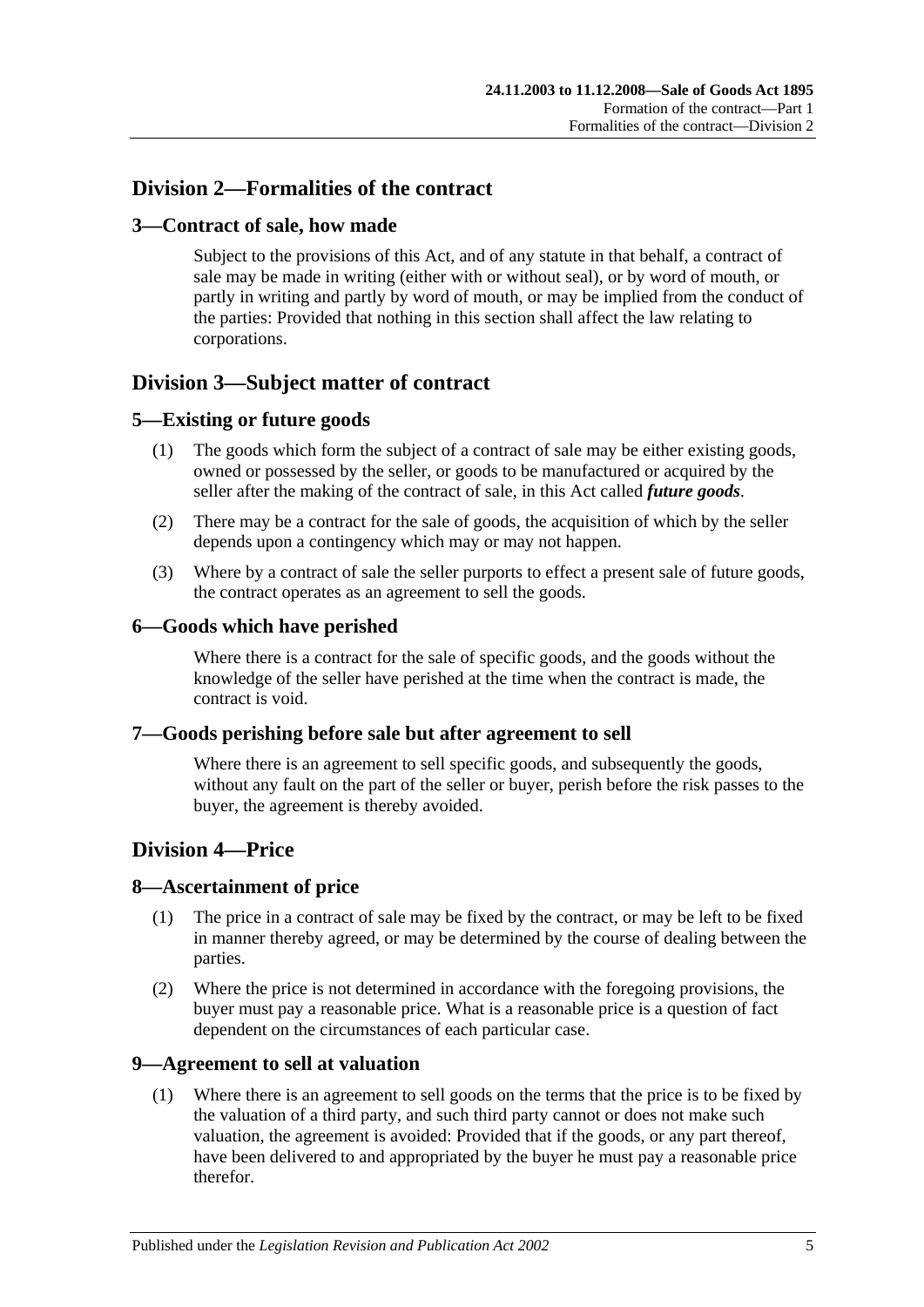## Division 2—Formalities of the contract

### 3—Contract of sale, how made

Subject to the provisions of this Act, and of any statute in that behalf, a contract of sale may be made in writing (either with or without seal), or by word of mouth, or partly in writing and partly by word of mouth, or may be implied from the conduct of the parties: Provided that nothing in this section shall affect the law relating to corporations.

## Division 3—Subject matter of contract

### 5—Existing or future goods

(1) The goods which form the subject of a contract of sale may be either existing goods, owned or possessed by the seller, or goods to be manufactured or acquired by the seller after the making of the contract of sale, in this Act called ***future goods***.

(2) There may be a contract for the sale of goods, the acquisition of which by the seller depends upon a contingency which may or may not happen.

(3) Where by a contract of sale the seller purports to effect a present sale of future goods, the contract operates as an agreement to sell the goods.

### 6—Goods which have perished

Where there is a contract for the sale of specific goods, and the goods without the knowledge of the seller have perished at the time when the contract is made, the contract is void.

### 7—Goods perishing before sale but after agreement to sell

Where there is an agreement to sell specific goods, and subsequently the goods, without any fault on the part of the seller or buyer, perish before the risk passes to the buyer, the agreement is thereby avoided.

## Division 4—Price

### 8—Ascertainment of price

(1) The price in a contract of sale may be fixed by the contract, or may be left to be fixed in manner thereby agreed, or may be determined by the course of dealing between the parties.

(2) Where the price is not determined in accordance with the foregoing provisions, the buyer must pay a reasonable price. What is a reasonable price is a question of fact dependent on the circumstances of each particular case.

### 9—Agreement to sell at valuation

(1) Where there is an agreement to sell goods on the terms that the price is to be fixed by the valuation of a third party, and such third party cannot or does not make such valuation, the agreement is avoided: Provided that if the goods, or any part thereof, have been delivered to and appropriated by the buyer he must pay a reasonable price therefor.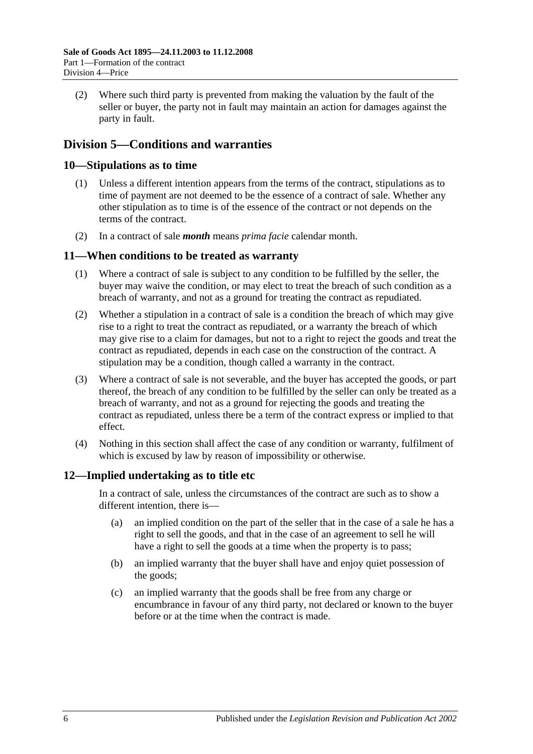(2) Where such third party is prevented from making the valuation by the fault of the seller or buyer, the party not in fault may maintain an action for damages against the party in fault.

## Division 5—Conditions and warranties

### 10—Stipulations as to time

(1) Unless a different intention appears from the terms of the contract, stipulations as to time of payment are not deemed to be the essence of a contract of sale. Whether any other stipulation as to time is of the essence of the contract or not depends on the terms of the contract.

(2) In a contract of sale ***month*** means *prima facie* calendar month.

### 11—When conditions to be treated as warranty

(1) Where a contract of sale is subject to any condition to be fulfilled by the seller, the buyer may waive the condition, or may elect to treat the breach of such condition as a breach of warranty, and not as a ground for treating the contract as repudiated.

(2) Whether a stipulation in a contract of sale is a condition the breach of which may give rise to a right to treat the contract as repudiated, or a warranty the breach of which may give rise to a claim for damages, but not to a right to reject the goods and treat the contract as repudiated, depends in each case on the construction of the contract. A stipulation may be a condition, though called a warranty in the contract.

(3) Where a contract of sale is not severable, and the buyer has accepted the goods, or part thereof, the breach of any condition to be fulfilled by the seller can only be treated as a breach of warranty, and not as a ground for rejecting the goods and treating the contract as repudiated, unless there be a term of the contract express or implied to that effect.

(4) Nothing in this section shall affect the case of any condition or warranty, fulfilment of which is excused by law by reason of impossibility or otherwise.

### 12—Implied undertaking as to title etc

In a contract of sale, unless the circumstances of the contract are such as to show a different intention, there is—

(a) an implied condition on the part of the seller that in the case of a sale he has a right to sell the goods, and that in the case of an agreement to sell he will have a right to sell the goods at a time when the property is to pass;

(b) an implied warranty that the buyer shall have and enjoy quiet possession of the goods;

(c) an implied warranty that the goods shall be free from any charge or encumbrance in favour of any third party, not declared or known to the buyer before or at the time when the contract is made.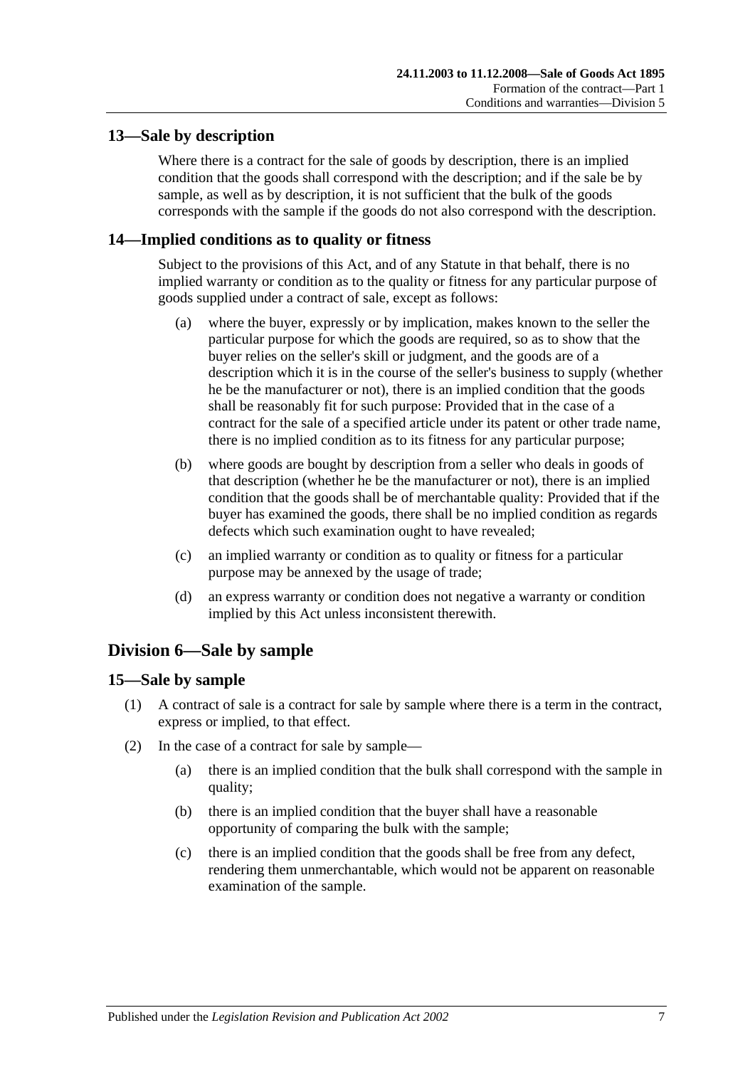## 13—Sale by description

Where there is a contract for the sale of goods by description, there is an implied condition that the goods shall correspond with the description; and if the sale be by sample, as well as by description, it is not sufficient that the bulk of the goods corresponds with the sample if the goods do not also correspond with the description.

## 14—Implied conditions as to quality or fitness

Subject to the provisions of this Act, and of any Statute in that behalf, there is no implied warranty or condition as to the quality or fitness for any particular purpose of goods supplied under a contract of sale, except as follows:

(a) where the buyer, expressly or by implication, makes known to the seller the particular purpose for which the goods are required, so as to show that the buyer relies on the seller's skill or judgment, and the goods are of a description which it is in the course of the seller's business to supply (whether he be the manufacturer or not), there is an implied condition that the goods shall be reasonably fit for such purpose: Provided that in the case of a contract for the sale of a specified article under its patent or other trade name, there is no implied condition as to its fitness for any particular purpose;

(b) where goods are bought by description from a seller who deals in goods of that description (whether he be the manufacturer or not), there is an implied condition that the goods shall be of merchantable quality: Provided that if the buyer has examined the goods, there shall be no implied condition as regards defects which such examination ought to have revealed;

(c) an implied warranty or condition as to quality or fitness for a particular purpose may be annexed by the usage of trade;

(d) an express warranty or condition does not negative a warranty or condition implied by this Act unless inconsistent therewith.

# Division 6—Sale by sample

## 15—Sale by sample

(1) A contract of sale is a contract for sale by sample where there is a term in the contract, express or implied, to that effect.

(2) In the case of a contract for sale by sample—

(a) there is an implied condition that the bulk shall correspond with the sample in quality;

(b) there is an implied condition that the buyer shall have a reasonable opportunity of comparing the bulk with the sample;

(c) there is an implied condition that the goods shall be free from any defect, rendering them unmerchantable, which would not be apparent on reasonable examination of the sample.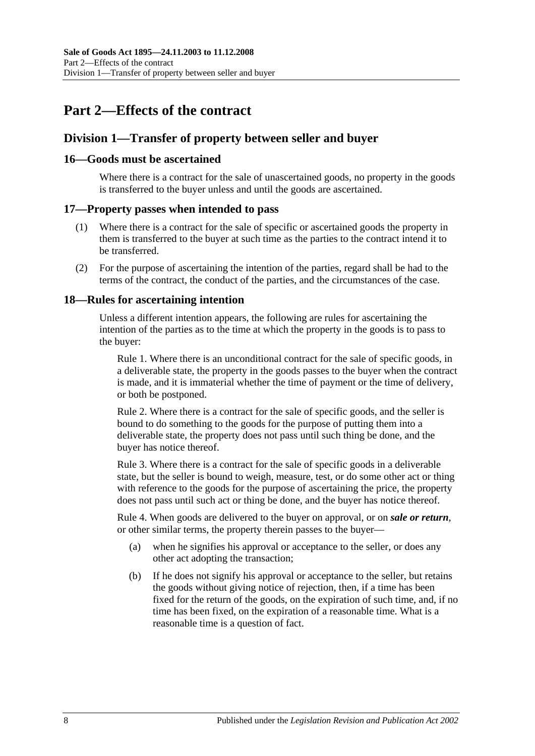# Part 2—Effects of the contract

## Division 1—Transfer of property between seller and buyer

### 16—Goods must be ascertained

Where there is a contract for the sale of unascertained goods, no property in the goods is transferred to the buyer unless and until the goods are ascertained.

### 17—Property passes when intended to pass

(1) Where there is a contract for the sale of specific or ascertained goods the property in them is transferred to the buyer at such time as the parties to the contract intend it to be transferred.

(2) For the purpose of ascertaining the intention of the parties, regard shall be had to the terms of the contract, the conduct of the parties, and the circumstances of the case.

### 18—Rules for ascertaining intention

Unless a different intention appears, the following are rules for ascertaining the intention of the parties as to the time at which the property in the goods is to pass to the buyer:

Rule 1. Where there is an unconditional contract for the sale of specific goods, in a deliverable state, the property in the goods passes to the buyer when the contract is made, and it is immaterial whether the time of payment or the time of delivery, or both be postponed.

Rule 2. Where there is a contract for the sale of specific goods, and the seller is bound to do something to the goods for the purpose of putting them into a deliverable state, the property does not pass until such thing be done, and the buyer has notice thereof.

Rule 3. Where there is a contract for the sale of specific goods in a deliverable state, but the seller is bound to weigh, measure, test, or do some other act or thing with reference to the goods for the purpose of ascertaining the price, the property does not pass until such act or thing be done, and the buyer has notice thereof.

Rule 4. When goods are delivered to the buyer on approval, or on ***sale or return***, or other similar terms, the property therein passes to the buyer—

(a) when he signifies his approval or acceptance to the seller, or does any other act adopting the transaction;

(b) If he does not signify his approval or acceptance to the seller, but retains the goods without giving notice of rejection, then, if a time has been fixed for the return of the goods, on the expiration of such time, and, if no time has been fixed, on the expiration of a reasonable time. What is a reasonable time is a question of fact.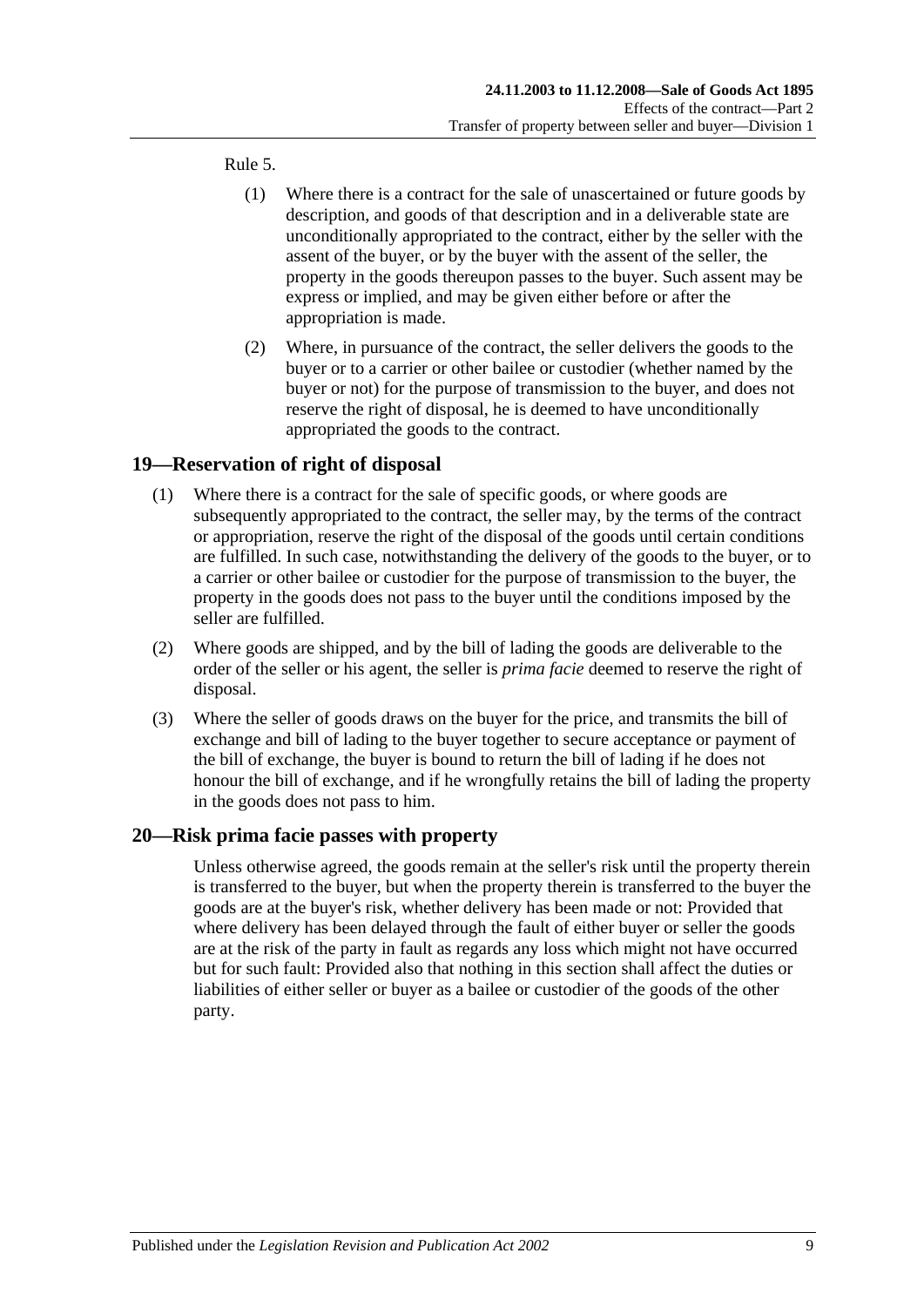Rule 5.

(1) Where there is a contract for the sale of unascertained or future goods by description, and goods of that description and in a deliverable state are unconditionally appropriated to the contract, either by the seller with the assent of the buyer, or by the buyer with the assent of the seller, the property in the goods thereupon passes to the buyer. Such assent may be express or implied, and may be given either before or after the appropriation is made.

(2) Where, in pursuance of the contract, the seller delivers the goods to the buyer or to a carrier or other bailee or custodier (whether named by the buyer or not) for the purpose of transmission to the buyer, and does not reserve the right of disposal, he is deemed to have unconditionally appropriated the goods to the contract.

## 19—Reservation of right of disposal

(1) Where there is a contract for the sale of specific goods, or where goods are subsequently appropriated to the contract, the seller may, by the terms of the contract or appropriation, reserve the right of the disposal of the goods until certain conditions are fulfilled. In such case, notwithstanding the delivery of the goods to the buyer, or to a carrier or other bailee or custodier for the purpose of transmission to the buyer, the property in the goods does not pass to the buyer until the conditions imposed by the seller are fulfilled.

(2) Where goods are shipped, and by the bill of lading the goods are deliverable to the order of the seller or his agent, the seller is *prima facie* deemed to reserve the right of disposal.

(3) Where the seller of goods draws on the buyer for the price, and transmits the bill of exchange and bill of lading to the buyer together to secure acceptance or payment of the bill of exchange, the buyer is bound to return the bill of lading if he does not honour the bill of exchange, and if he wrongfully retains the bill of lading the property in the goods does not pass to him.

## 20—Risk prima facie passes with property

Unless otherwise agreed, the goods remain at the seller's risk until the property therein is transferred to the buyer, but when the property therein is transferred to the buyer the goods are at the buyer's risk, whether delivery has been made or not: Provided that where delivery has been delayed through the fault of either buyer or seller the goods are at the risk of the party in fault as regards any loss which might not have occurred but for such fault: Provided also that nothing in this section shall affect the duties or liabilities of either seller or buyer as a bailee or custodier of the goods of the other party.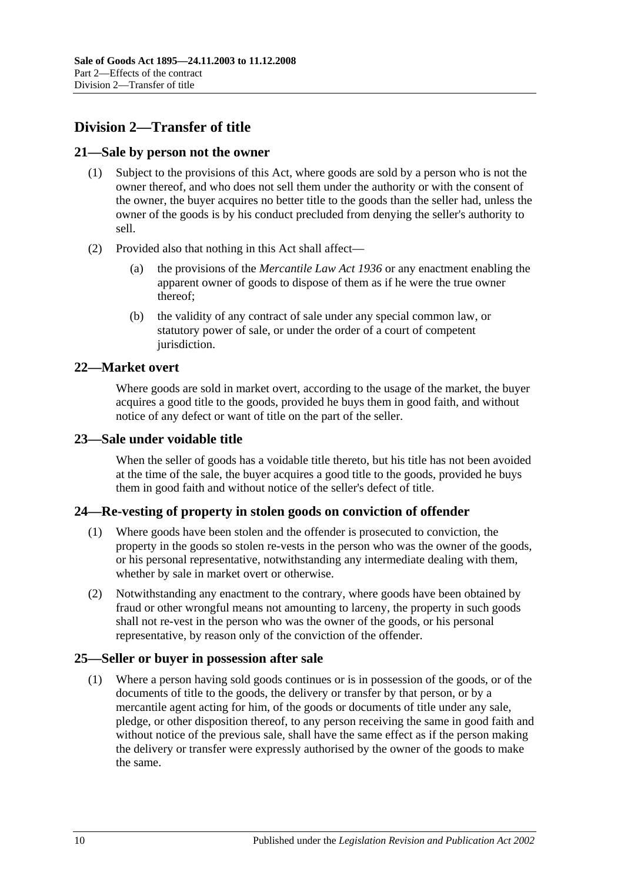## Division 2—Transfer of title

### 21—Sale by person not the owner

(1) Subject to the provisions of this Act, where goods are sold by a person who is not the owner thereof, and who does not sell them under the authority or with the consent of the owner, the buyer acquires no better title to the goods than the seller had, unless the owner of the goods is by his conduct precluded from denying the seller's authority to sell.

(2) Provided also that nothing in this Act shall affect—

(a) the provisions of the *Mercantile Law Act 1936* or any enactment enabling the apparent owner of goods to dispose of them as if he were the true owner thereof;

(b) the validity of any contract of sale under any special common law, or statutory power of sale, or under the order of a court of competent jurisdiction.

### 22—Market overt

Where goods are sold in market overt, according to the usage of the market, the buyer acquires a good title to the goods, provided he buys them in good faith, and without notice of any defect or want of title on the part of the seller.

### 23—Sale under voidable title

When the seller of goods has a voidable title thereto, but his title has not been avoided at the time of the sale, the buyer acquires a good title to the goods, provided he buys them in good faith and without notice of the seller's defect of title.

### 24—Re-vesting of property in stolen goods on conviction of offender

(1) Where goods have been stolen and the offender is prosecuted to conviction, the property in the goods so stolen re-vests in the person who was the owner of the goods, or his personal representative, notwithstanding any intermediate dealing with them, whether by sale in market overt or otherwise.

(2) Notwithstanding any enactment to the contrary, where goods have been obtained by fraud or other wrongful means not amounting to larceny, the property in such goods shall not re-vest in the person who was the owner of the goods, or his personal representative, by reason only of the conviction of the offender.

### 25—Seller or buyer in possession after sale

(1) Where a person having sold goods continues or is in possession of the goods, or of the documents of title to the goods, the delivery or transfer by that person, or by a mercantile agent acting for him, of the goods or documents of title under any sale, pledge, or other disposition thereof, to any person receiving the same in good faith and without notice of the previous sale, shall have the same effect as if the person making the delivery or transfer were expressly authorised by the owner of the goods to make the same.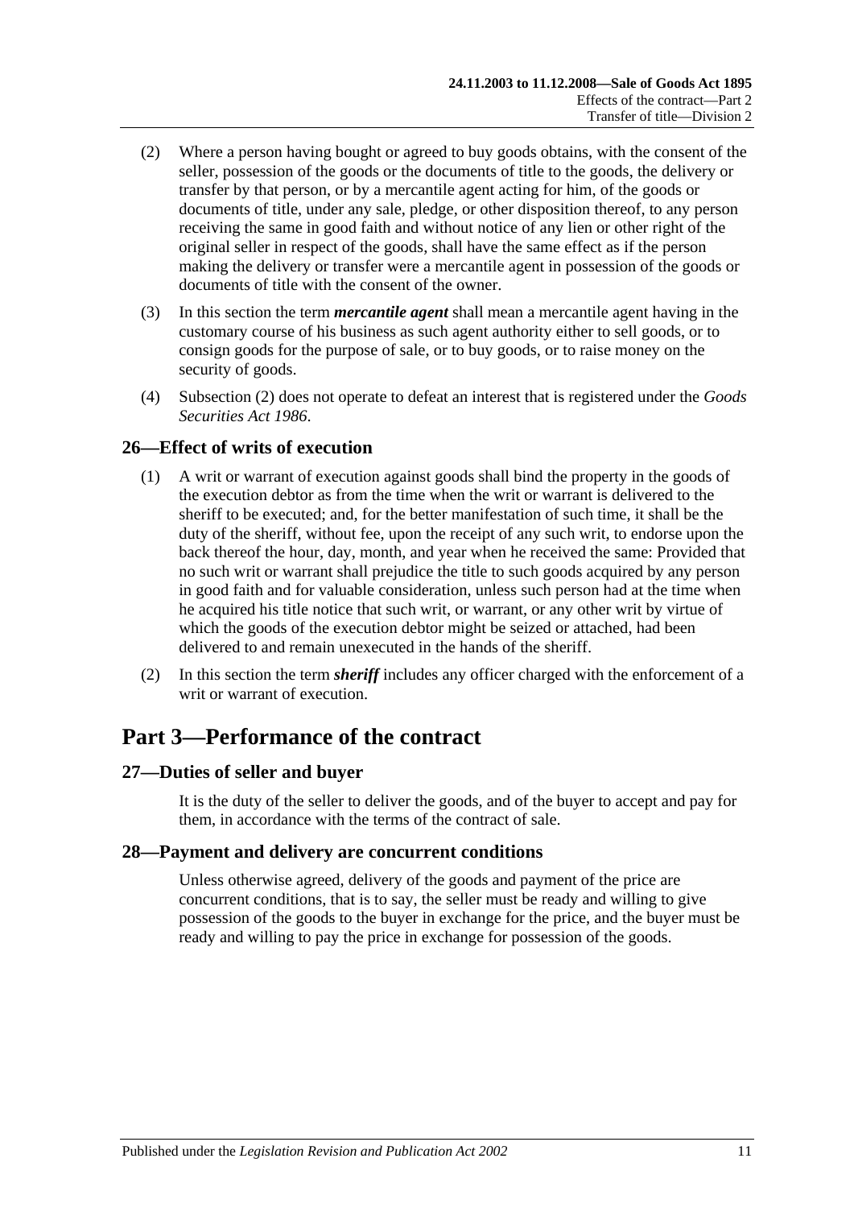(2) Where a person having bought or agreed to buy goods obtains, with the consent of the seller, possession of the goods or the documents of title to the goods, the delivery or transfer by that person, or by a mercantile agent acting for him, of the goods or documents of title, under any sale, pledge, or other disposition thereof, to any person receiving the same in good faith and without notice of any lien or other right of the original seller in respect of the goods, shall have the same effect as if the person making the delivery or transfer were a mercantile agent in possession of the goods or documents of title with the consent of the owner.

(3) In this section the term ***mercantile agent*** shall mean a mercantile agent having in the customary course of his business as such agent authority either to sell goods, or to consign goods for the purpose of sale, or to buy goods, or to raise money on the security of goods.

(4) Subsection (2) does not operate to defeat an interest that is registered under the *Goods Securities Act 1986*.

## 26—Effect of writs of execution

(1) A writ or warrant of execution against goods shall bind the property in the goods of the execution debtor as from the time when the writ or warrant is delivered to the sheriff to be executed; and, for the better manifestation of such time, it shall be the duty of the sheriff, without fee, upon the receipt of any such writ, to endorse upon the back thereof the hour, day, month, and year when he received the same: Provided that no such writ or warrant shall prejudice the title to such goods acquired by any person in good faith and for valuable consideration, unless such person had at the time when he acquired his title notice that such writ, or warrant, or any other writ by virtue of which the goods of the execution debtor might be seized or attached, had been delivered to and remain unexecuted in the hands of the sheriff.

(2) In this section the term ***sheriff*** includes any officer charged with the enforcement of a writ or warrant of execution.

# Part 3—Performance of the contract

## 27—Duties of seller and buyer

It is the duty of the seller to deliver the goods, and of the buyer to accept and pay for them, in accordance with the terms of the contract of sale.

## 28—Payment and delivery are concurrent conditions

Unless otherwise agreed, delivery of the goods and payment of the price are concurrent conditions, that is to say, the seller must be ready and willing to give possession of the goods to the buyer in exchange for the price, and the buyer must be ready and willing to pay the price in exchange for possession of the goods.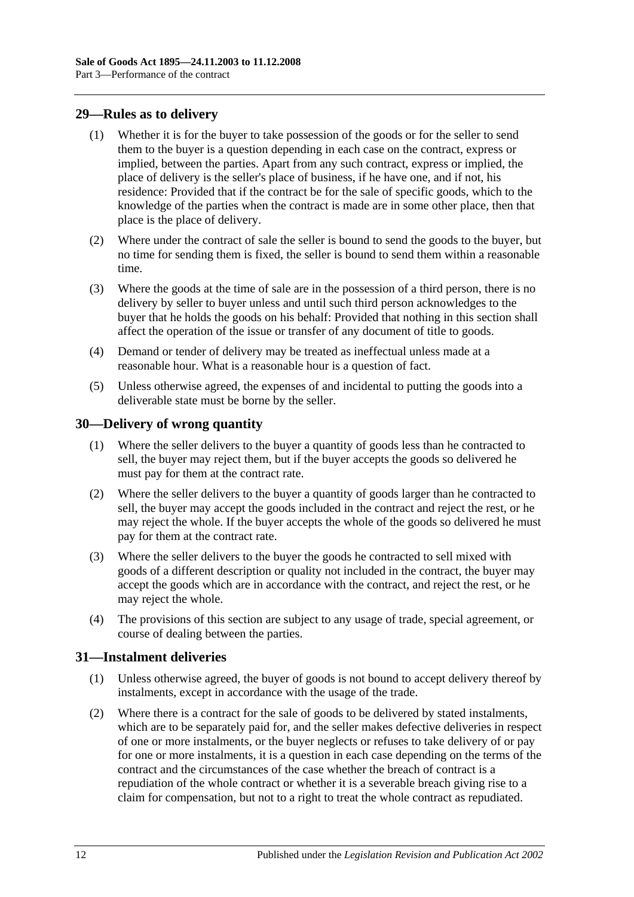## 29—Rules as to delivery

(1) Whether it is for the buyer to take possession of the goods or for the seller to send them to the buyer is a question depending in each case on the contract, express or implied, between the parties. Apart from any such contract, express or implied, the place of delivery is the seller's place of business, if he have one, and if not, his residence: Provided that if the contract be for the sale of specific goods, which to the knowledge of the parties when the contract is made are in some other place, then that place is the place of delivery.

(2) Where under the contract of sale the seller is bound to send the goods to the buyer, but no time for sending them is fixed, the seller is bound to send them within a reasonable time.

(3) Where the goods at the time of sale are in the possession of a third person, there is no delivery by seller to buyer unless and until such third person acknowledges to the buyer that he holds the goods on his behalf: Provided that nothing in this section shall affect the operation of the issue or transfer of any document of title to goods.

(4) Demand or tender of delivery may be treated as ineffectual unless made at a reasonable hour. What is a reasonable hour is a question of fact.

(5) Unless otherwise agreed, the expenses of and incidental to putting the goods into a deliverable state must be borne by the seller.

## 30—Delivery of wrong quantity

(1) Where the seller delivers to the buyer a quantity of goods less than he contracted to sell, the buyer may reject them, but if the buyer accepts the goods so delivered he must pay for them at the contract rate.

(2) Where the seller delivers to the buyer a quantity of goods larger than he contracted to sell, the buyer may accept the goods included in the contract and reject the rest, or he may reject the whole. If the buyer accepts the whole of the goods so delivered he must pay for them at the contract rate.

(3) Where the seller delivers to the buyer the goods he contracted to sell mixed with goods of a different description or quality not included in the contract, the buyer may accept the goods which are in accordance with the contract, and reject the rest, or he may reject the whole.

(4) The provisions of this section are subject to any usage of trade, special agreement, or course of dealing between the parties.

## 31—Instalment deliveries

(1) Unless otherwise agreed, the buyer of goods is not bound to accept delivery thereof by instalments, except in accordance with the usage of the trade.

(2) Where there is a contract for the sale of goods to be delivered by stated instalments, which are to be separately paid for, and the seller makes defective deliveries in respect of one or more instalments, or the buyer neglects or refuses to take delivery of or pay for one or more instalments, it is a question in each case depending on the terms of the contract and the circumstances of the case whether the breach of contract is a repudiation of the whole contract or whether it is a severable breach giving rise to a claim for compensation, but not to a right to treat the whole contract as repudiated.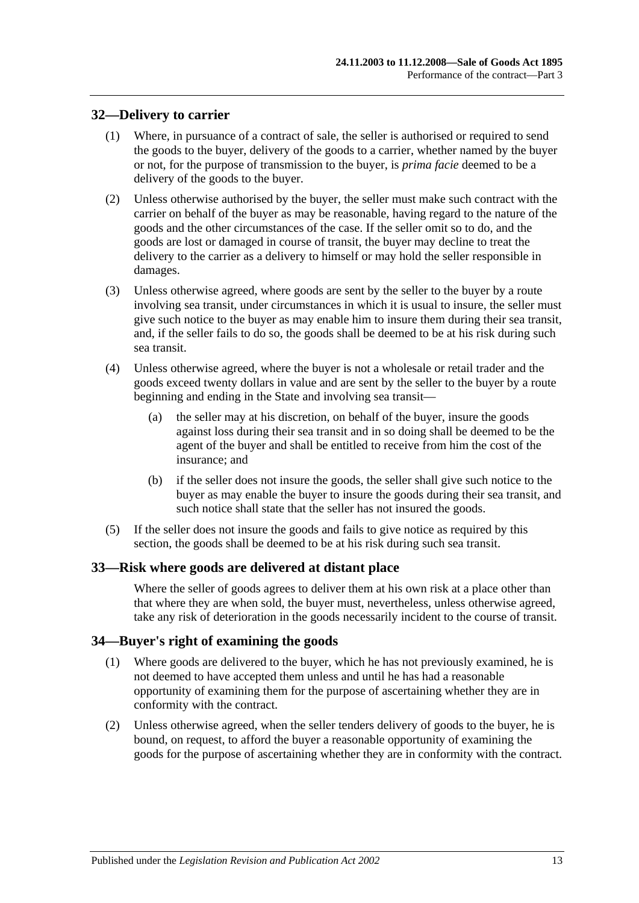## 32—Delivery to carrier

(1) Where, in pursuance of a contract of sale, the seller is authorised or required to send the goods to the buyer, delivery of the goods to a carrier, whether named by the buyer or not, for the purpose of transmission to the buyer, is *prima facie* deemed to be a delivery of the goods to the buyer.

(2) Unless otherwise authorised by the buyer, the seller must make such contract with the carrier on behalf of the buyer as may be reasonable, having regard to the nature of the goods and the other circumstances of the case. If the seller omit so to do, and the goods are lost or damaged in course of transit, the buyer may decline to treat the delivery to the carrier as a delivery to himself or may hold the seller responsible in damages.

(3) Unless otherwise agreed, where goods are sent by the seller to the buyer by a route involving sea transit, under circumstances in which it is usual to insure, the seller must give such notice to the buyer as may enable him to insure them during their sea transit, and, if the seller fails to do so, the goods shall be deemed to be at his risk during such sea transit.

(4) Unless otherwise agreed, where the buyer is not a wholesale or retail trader and the goods exceed twenty dollars in value and are sent by the seller to the buyer by a route beginning and ending in the State and involving sea transit—

(a) the seller may at his discretion, on behalf of the buyer, insure the goods against loss during their sea transit and in so doing shall be deemed to be the agent of the buyer and shall be entitled to receive from him the cost of the insurance; and

(b) if the seller does not insure the goods, the seller shall give such notice to the buyer as may enable the buyer to insure the goods during their sea transit, and such notice shall state that the seller has not insured the goods.

(5) If the seller does not insure the goods and fails to give notice as required by this section, the goods shall be deemed to be at his risk during such sea transit.

## 33—Risk where goods are delivered at distant place

Where the seller of goods agrees to deliver them at his own risk at a place other than that where they are when sold, the buyer must, nevertheless, unless otherwise agreed, take any risk of deterioration in the goods necessarily incident to the course of transit.

## 34—Buyer's right of examining the goods

(1) Where goods are delivered to the buyer, which he has not previously examined, he is not deemed to have accepted them unless and until he has had a reasonable opportunity of examining them for the purpose of ascertaining whether they are in conformity with the contract.

(2) Unless otherwise agreed, when the seller tenders delivery of goods to the buyer, he is bound, on request, to afford the buyer a reasonable opportunity of examining the goods for the purpose of ascertaining whether they are in conformity with the contract.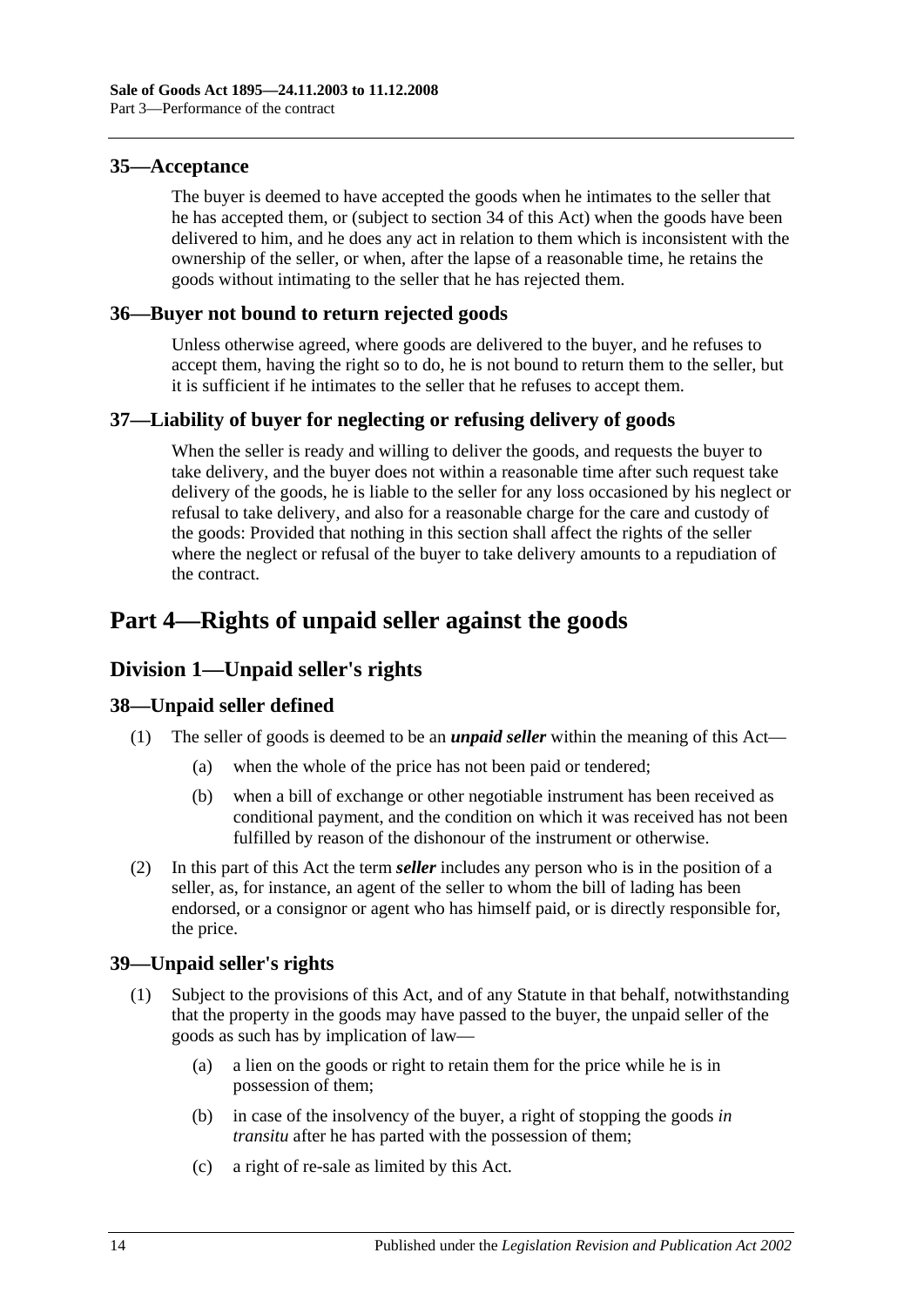### 35—Acceptance

The buyer is deemed to have accepted the goods when he intimates to the seller that he has accepted them, or (subject to section 34 of this Act) when the goods have been delivered to him, and he does any act in relation to them which is inconsistent with the ownership of the seller, or when, after the lapse of a reasonable time, he retains the goods without intimating to the seller that he has rejected them.

### 36—Buyer not bound to return rejected goods

Unless otherwise agreed, where goods are delivered to the buyer, and he refuses to accept them, having the right so to do, he is not bound to return them to the seller, but it is sufficient if he intimates to the seller that he refuses to accept them.

### 37—Liability of buyer for neglecting or refusing delivery of goods

When the seller is ready and willing to deliver the goods, and requests the buyer to take delivery, and the buyer does not within a reasonable time after such request take delivery of the goods, he is liable to the seller for any loss occasioned by his neglect or refusal to take delivery, and also for a reasonable charge for the care and custody of the goods: Provided that nothing in this section shall affect the rights of the seller where the neglect or refusal of the buyer to take delivery amounts to a repudiation of the contract.

# Part 4—Rights of unpaid seller against the goods

## Division 1—Unpaid seller's rights

### 38—Unpaid seller defined

(1) The seller of goods is deemed to be an ***unpaid seller*** within the meaning of this Act—

  (a) when the whole of the price has not been paid or tendered;

  (b) when a bill of exchange or other negotiable instrument has been received as conditional payment, and the condition on which it was received has not been fulfilled by reason of the dishonour of the instrument or otherwise.

(2) In this part of this Act the term ***seller*** includes any person who is in the position of a seller, as, for instance, an agent of the seller to whom the bill of lading has been endorsed, or a consignor or agent who has himself paid, or is directly responsible for, the price.

### 39—Unpaid seller's rights

(1) Subject to the provisions of this Act, and of any Statute in that behalf, notwithstanding that the property in the goods may have passed to the buyer, the unpaid seller of the goods as such has by implication of law—

  (a) a lien on the goods or right to retain them for the price while he is in possession of them;

  (b) in case of the insolvency of the buyer, a right of stopping the goods *in transitu* after he has parted with the possession of them;

  (c) a right of re-sale as limited by this Act.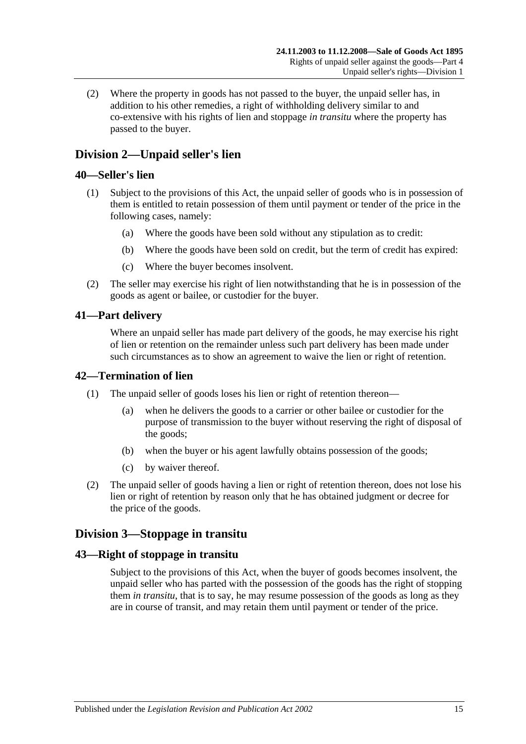(2) Where the property in goods has not passed to the buyer, the unpaid seller has, in addition to his other remedies, a right of withholding delivery similar to and co-extensive with his rights of lien and stoppage *in transitu* where the property has passed to the buyer.

## Division 2—Unpaid seller's lien

### 40—Seller's lien

(1) Subject to the provisions of this Act, the unpaid seller of goods who is in possession of them is entitled to retain possession of them until payment or tender of the price in the following cases, namely:

(a) Where the goods have been sold without any stipulation as to credit:

(b) Where the goods have been sold on credit, but the term of credit has expired:

(c) Where the buyer becomes insolvent.

(2) The seller may exercise his right of lien notwithstanding that he is in possession of the goods as agent or bailee, or custodier for the buyer.

### 41—Part delivery

Where an unpaid seller has made part delivery of the goods, he may exercise his right of lien or retention on the remainder unless such part delivery has been made under such circumstances as to show an agreement to waive the lien or right of retention.

### 42—Termination of lien

(1) The unpaid seller of goods loses his lien or right of retention thereon—

(a) when he delivers the goods to a carrier or other bailee or custodier for the purpose of transmission to the buyer without reserving the right of disposal of the goods;

(b) when the buyer or his agent lawfully obtains possession of the goods;

(c) by waiver thereof.

(2) The unpaid seller of goods having a lien or right of retention thereon, does not lose his lien or right of retention by reason only that he has obtained judgment or decree for the price of the goods.

## Division 3—Stoppage in transitu

### 43—Right of stoppage in transitu

Subject to the provisions of this Act, when the buyer of goods becomes insolvent, the unpaid seller who has parted with the possession of the goods has the right of stopping them *in transitu*, that is to say, he may resume possession of the goods as long as they are in course of transit, and may retain them until payment or tender of the price.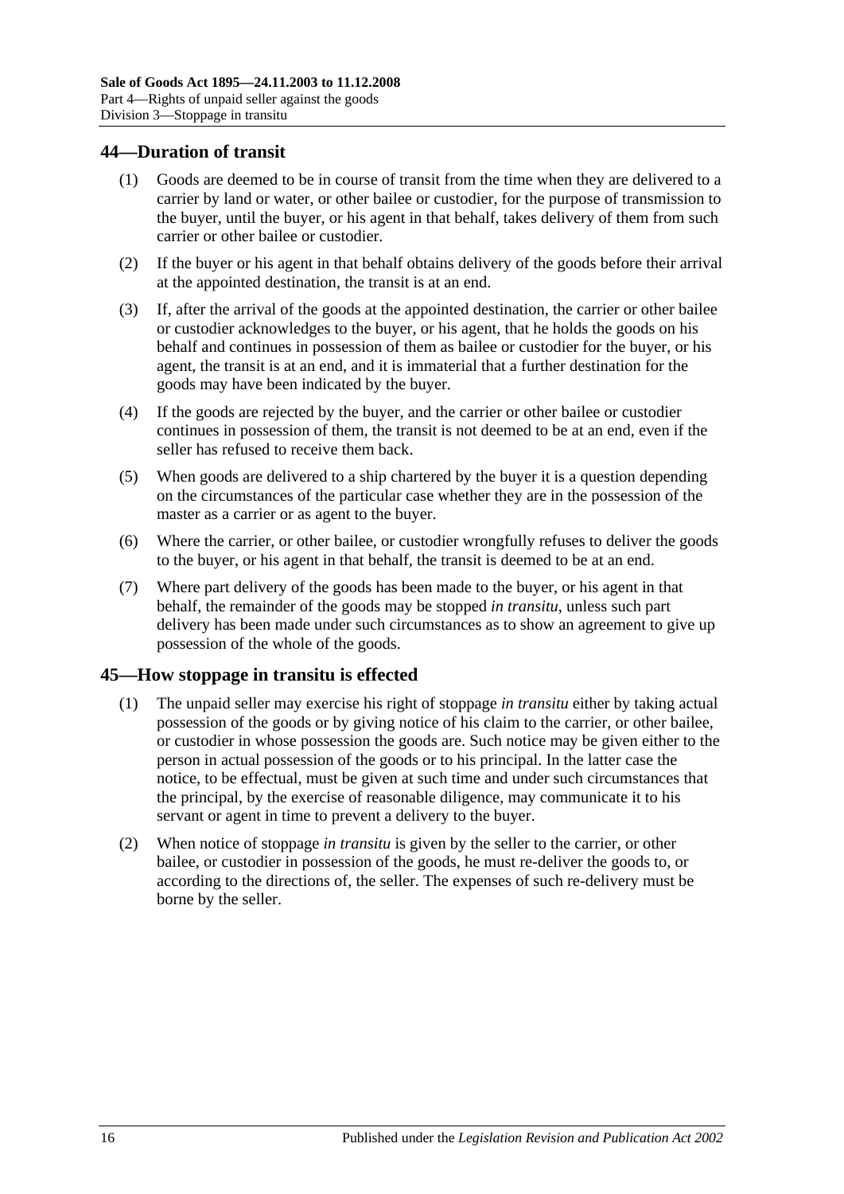## 44—Duration of transit

(1) Goods are deemed to be in course of transit from the time when they are delivered to a carrier by land or water, or other bailee or custodier, for the purpose of transmission to the buyer, until the buyer, or his agent in that behalf, takes delivery of them from such carrier or other bailee or custodier.

(2) If the buyer or his agent in that behalf obtains delivery of the goods before their arrival at the appointed destination, the transit is at an end.

(3) If, after the arrival of the goods at the appointed destination, the carrier or other bailee or custodier acknowledges to the buyer, or his agent, that he holds the goods on his behalf and continues in possession of them as bailee or custodier for the buyer, or his agent, the transit is at an end, and it is immaterial that a further destination for the goods may have been indicated by the buyer.

(4) If the goods are rejected by the buyer, and the carrier or other bailee or custodier continues in possession of them, the transit is not deemed to be at an end, even if the seller has refused to receive them back.

(5) When goods are delivered to a ship chartered by the buyer it is a question depending on the circumstances of the particular case whether they are in the possession of the master as a carrier or as agent to the buyer.

(6) Where the carrier, or other bailee, or custodier wrongfully refuses to deliver the goods to the buyer, or his agent in that behalf, the transit is deemed to be at an end.

(7) Where part delivery of the goods has been made to the buyer, or his agent in that behalf, the remainder of the goods may be stopped *in transitu*, unless such part delivery has been made under such circumstances as to show an agreement to give up possession of the whole of the goods.

## 45—How stoppage in transitu is effected

(1) The unpaid seller may exercise his right of stoppage *in transitu* either by taking actual possession of the goods or by giving notice of his claim to the carrier, or other bailee, or custodier in whose possession the goods are. Such notice may be given either to the person in actual possession of the goods or to his principal. In the latter case the notice, to be effectual, must be given at such time and under such circumstances that the principal, by the exercise of reasonable diligence, may communicate it to his servant or agent in time to prevent a delivery to the buyer.

(2) When notice of stoppage *in transitu* is given by the seller to the carrier, or other bailee, or custodier in possession of the goods, he must re-deliver the goods to, or according to the directions of, the seller. The expenses of such re-delivery must be borne by the seller.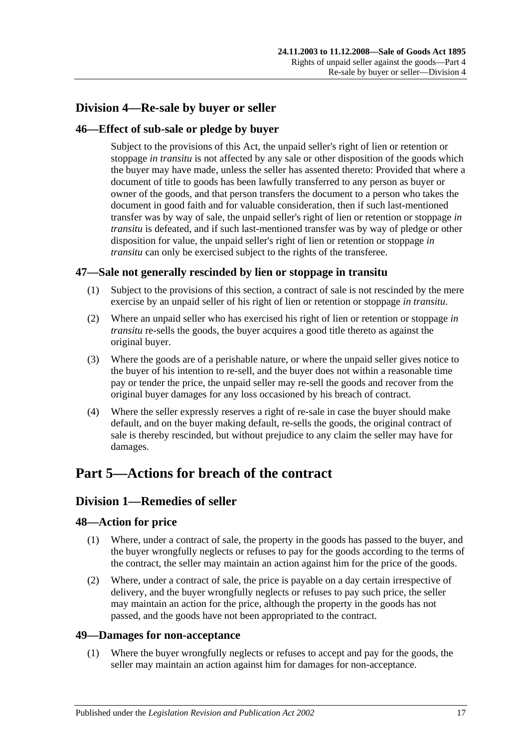## Division 4—Re-sale by buyer or seller

### 46—Effect of sub-sale or pledge by buyer

Subject to the provisions of this Act, the unpaid seller's right of lien or retention or stoppage *in transitu* is not affected by any sale or other disposition of the goods which the buyer may have made, unless the seller has assented thereto: Provided that where a document of title to goods has been lawfully transferred to any person as buyer or owner of the goods, and that person transfers the document to a person who takes the document in good faith and for valuable consideration, then if such last-mentioned transfer was by way of sale, the unpaid seller's right of lien or retention or stoppage *in transitu* is defeated, and if such last-mentioned transfer was by way of pledge or other disposition for value, the unpaid seller's right of lien or retention or stoppage *in transitu* can only be exercised subject to the rights of the transferee.

### 47—Sale not generally rescinded by lien or stoppage in transitu

(1) Subject to the provisions of this section, a contract of sale is not rescinded by the mere exercise by an unpaid seller of his right of lien or retention or stoppage *in transitu*.

(2) Where an unpaid seller who has exercised his right of lien or retention or stoppage *in transitu* re-sells the goods, the buyer acquires a good title thereto as against the original buyer.

(3) Where the goods are of a perishable nature, or where the unpaid seller gives notice to the buyer of his intention to re-sell, and the buyer does not within a reasonable time pay or tender the price, the unpaid seller may re-sell the goods and recover from the original buyer damages for any loss occasioned by his breach of contract.

(4) Where the seller expressly reserves a right of re-sale in case the buyer should make default, and on the buyer making default, re-sells the goods, the original contract of sale is thereby rescinded, but without prejudice to any claim the seller may have for damages.

# Part 5—Actions for breach of the contract

## Division 1—Remedies of seller

### 48—Action for price

(1) Where, under a contract of sale, the property in the goods has passed to the buyer, and the buyer wrongfully neglects or refuses to pay for the goods according to the terms of the contract, the seller may maintain an action against him for the price of the goods.

(2) Where, under a contract of sale, the price is payable on a day certain irrespective of delivery, and the buyer wrongfully neglects or refuses to pay such price, the seller may maintain an action for the price, although the property in the goods has not passed, and the goods have not been appropriated to the contract.

### 49—Damages for non-acceptance

(1) Where the buyer wrongfully neglects or refuses to accept and pay for the goods, the seller may maintain an action against him for damages for non-acceptance.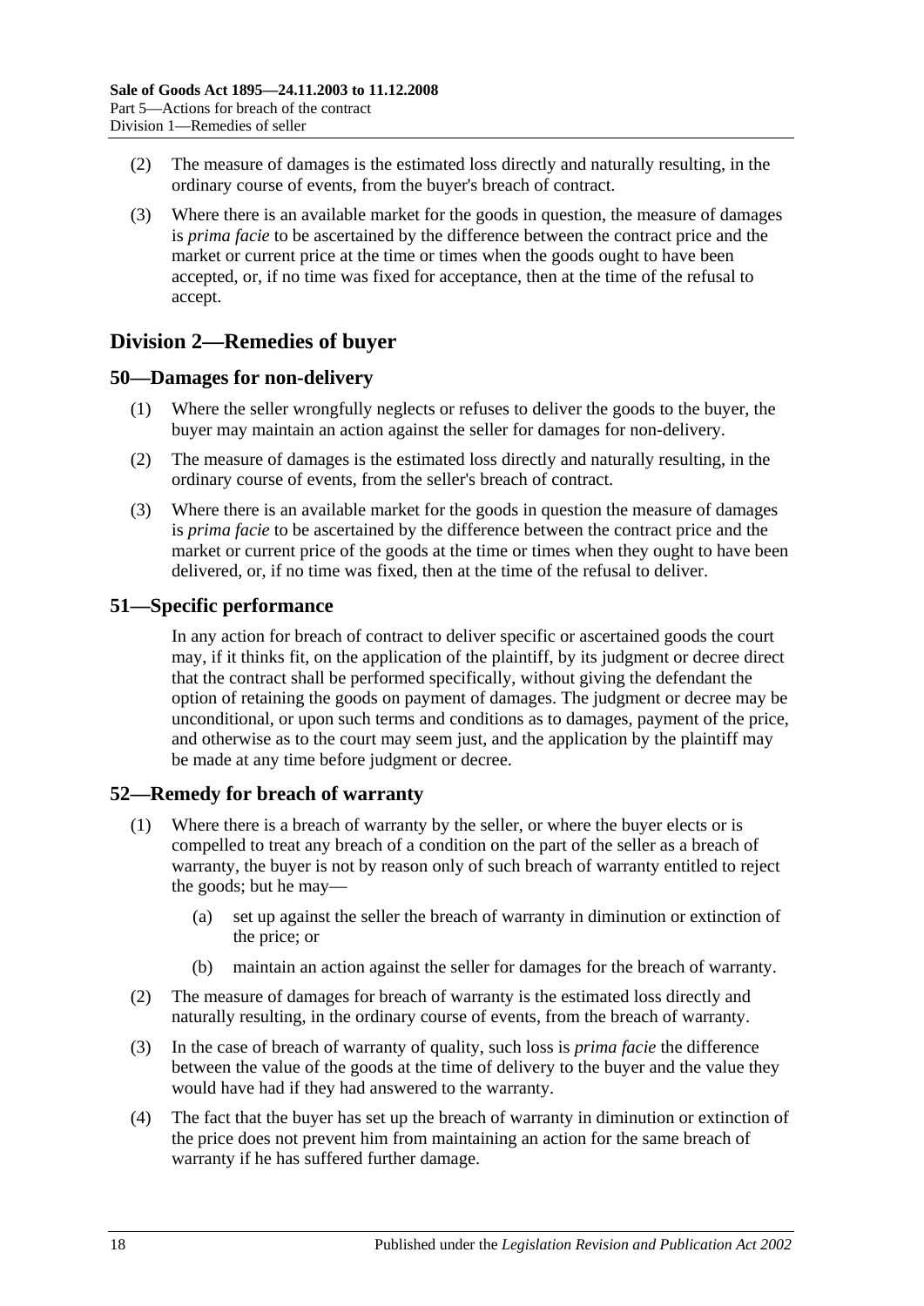(2) The measure of damages is the estimated loss directly and naturally resulting, in the ordinary course of events, from the buyer's breach of contract.

(3) Where there is an available market for the goods in question, the measure of damages is *prima facie* to be ascertained by the difference between the contract price and the market or current price at the time or times when the goods ought to have been accepted, or, if no time was fixed for acceptance, then at the time of the refusal to accept.

## Division 2—Remedies of buyer

### 50—Damages for non-delivery

(1) Where the seller wrongfully neglects or refuses to deliver the goods to the buyer, the buyer may maintain an action against the seller for damages for non-delivery.

(2) The measure of damages is the estimated loss directly and naturally resulting, in the ordinary course of events, from the seller's breach of contract.

(3) Where there is an available market for the goods in question the measure of damages is *prima facie* to be ascertained by the difference between the contract price and the market or current price of the goods at the time or times when they ought to have been delivered, or, if no time was fixed, then at the time of the refusal to deliver.

### 51—Specific performance

In any action for breach of contract to deliver specific or ascertained goods the court may, if it thinks fit, on the application of the plaintiff, by its judgment or decree direct that the contract shall be performed specifically, without giving the defendant the option of retaining the goods on payment of damages. The judgment or decree may be unconditional, or upon such terms and conditions as to damages, payment of the price, and otherwise as to the court may seem just, and the application by the plaintiff may be made at any time before judgment or decree.

### 52—Remedy for breach of warranty

(1) Where there is a breach of warranty by the seller, or where the buyer elects or is compelled to treat any breach of a condition on the part of the seller as a breach of warranty, the buyer is not by reason only of such breach of warranty entitled to reject the goods; but he may—

(a) set up against the seller the breach of warranty in diminution or extinction of the price; or

(b) maintain an action against the seller for damages for the breach of warranty.

(2) The measure of damages for breach of warranty is the estimated loss directly and naturally resulting, in the ordinary course of events, from the breach of warranty.

(3) In the case of breach of warranty of quality, such loss is *prima facie* the difference between the value of the goods at the time of delivery to the buyer and the value they would have had if they had answered to the warranty.

(4) The fact that the buyer has set up the breach of warranty in diminution or extinction of the price does not prevent him from maintaining an action for the same breach of warranty if he has suffered further damage.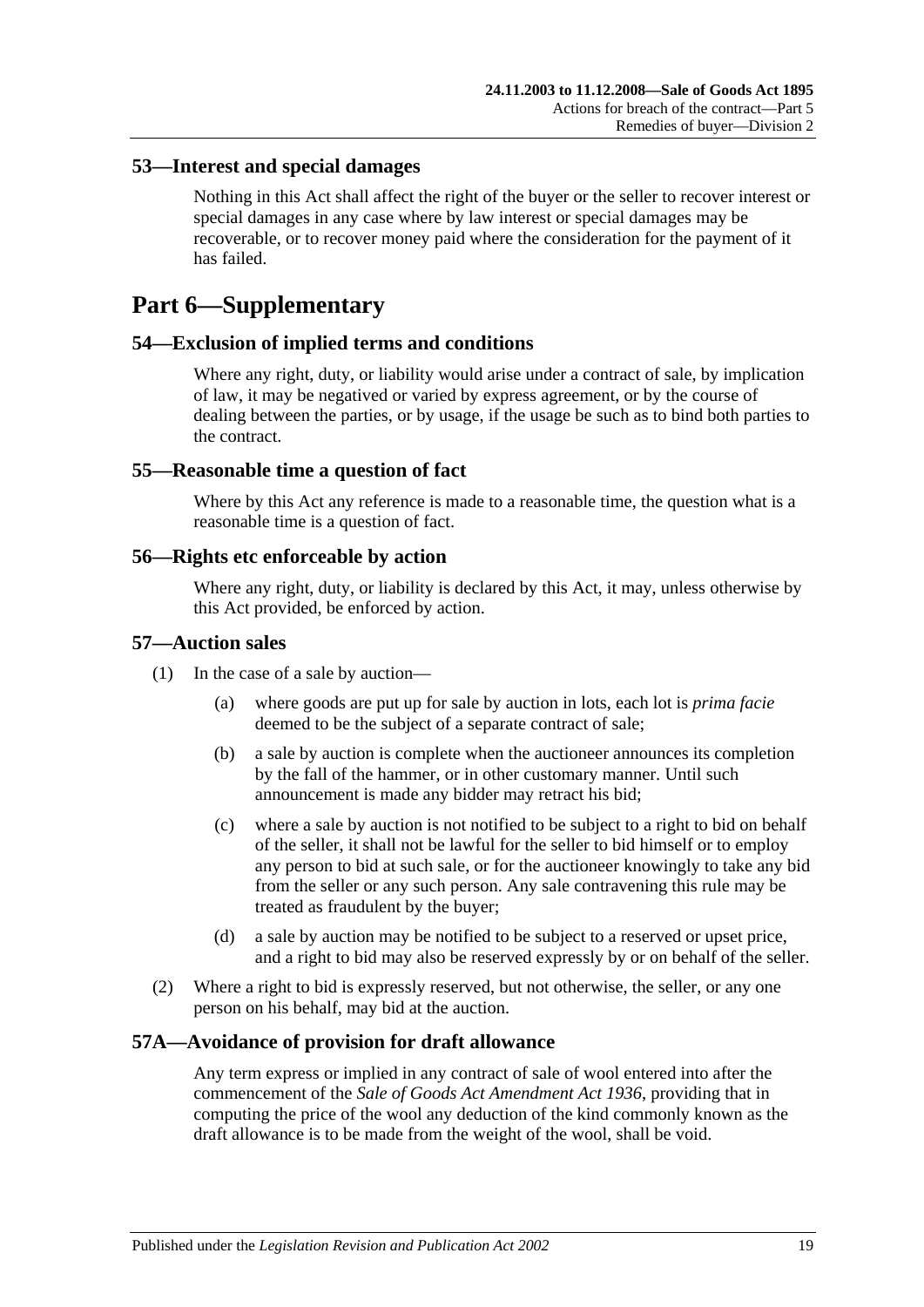## 53—Interest and special damages

Nothing in this Act shall affect the right of the buyer or the seller to recover interest or special damages in any case where by law interest or special damages may be recoverable, or to recover money paid where the consideration for the payment of it has failed.

# Part 6—Supplementary

## 54—Exclusion of implied terms and conditions

Where any right, duty, or liability would arise under a contract of sale, by implication of law, it may be negatived or varied by express agreement, or by the course of dealing between the parties, or by usage, if the usage be such as to bind both parties to the contract.

## 55—Reasonable time a question of fact

Where by this Act any reference is made to a reasonable time, the question what is a reasonable time is a question of fact.

## 56—Rights etc enforceable by action

Where any right, duty, or liability is declared by this Act, it may, unless otherwise by this Act provided, be enforced by action.

## 57—Auction sales

(1) In the case of a sale by auction—

(a) where goods are put up for sale by auction in lots, each lot is *prima facie* deemed to be the subject of a separate contract of sale;

(b) a sale by auction is complete when the auctioneer announces its completion by the fall of the hammer, or in other customary manner. Until such announcement is made any bidder may retract his bid;

(c) where a sale by auction is not notified to be subject to a right to bid on behalf of the seller, it shall not be lawful for the seller to bid himself or to employ any person to bid at such sale, or for the auctioneer knowingly to take any bid from the seller or any such person. Any sale contravening this rule may be treated as fraudulent by the buyer;

(d) a sale by auction may be notified to be subject to a reserved or upset price, and a right to bid may also be reserved expressly by or on behalf of the seller.

(2) Where a right to bid is expressly reserved, but not otherwise, the seller, or any one person on his behalf, may bid at the auction.

## 57A—Avoidance of provision for draft allowance

Any term express or implied in any contract of sale of wool entered into after the commencement of the *Sale of Goods Act Amendment Act 1936*, providing that in computing the price of the wool any deduction of the kind commonly known as the draft allowance is to be made from the weight of the wool, shall be void.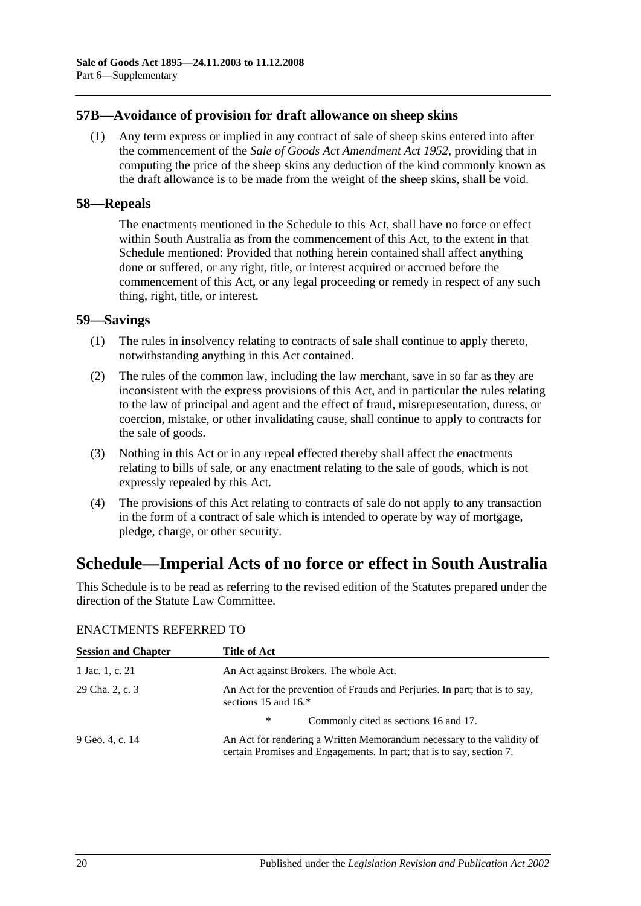## 57B—Avoidance of provision for draft allowance on sheep skins

(1) Any term express or implied in any contract of sale of sheep skins entered into after the commencement of the *Sale of Goods Act Amendment Act 1952*, providing that in computing the price of the sheep skins any deduction of the kind commonly known as the draft allowance is to be made from the weight of the sheep skins, shall be void.

## 58—Repeals

The enactments mentioned in the Schedule to this Act, shall have no force or effect within South Australia as from the commencement of this Act, to the extent in that Schedule mentioned: Provided that nothing herein contained shall affect anything done or suffered, or any right, title, or interest acquired or accrued before the commencement of this Act, or any legal proceeding or remedy in respect of any such thing, right, title, or interest.

## 59—Savings

(1) The rules in insolvency relating to contracts of sale shall continue to apply thereto, notwithstanding anything in this Act contained.

(2) The rules of the common law, including the law merchant, save in so far as they are inconsistent with the express provisions of this Act, and in particular the rules relating to the law of principal and agent and the effect of fraud, misrepresentation, duress, or coercion, mistake, or other invalidating cause, shall continue to apply to contracts for the sale of goods.

(3) Nothing in this Act or in any repeal effected thereby shall affect the enactments relating to bills of sale, or any enactment relating to the sale of goods, which is not expressly repealed by this Act.

(4) The provisions of this Act relating to contracts of sale do not apply to any transaction in the form of a contract of sale which is intended to operate by way of mortgage, pledge, charge, or other security.

# Schedule—Imperial Acts of no force or effect in South Australia

This Schedule is to be read as referring to the revised edition of the Statutes prepared under the direction of the Statute Law Committee.

ENACTMENTS REFERRED TO

| Session and Chapter | Title of Act |
|---|---|
| 1 Jac. 1, c. 21 | An Act against Brokers. The whole Act. |
| 29 Cha. 2, c. 3 | An Act for the prevention of Frauds and Perjuries. In part; that is to say, sections 15 and 16.* |
| | * Commonly cited as sections 16 and 17. |
| 9 Geo. 4, c. 14 | An Act for rendering a Written Memorandum necessary to the validity of certain Promises and Engagements. In part; that is to say, section 7. |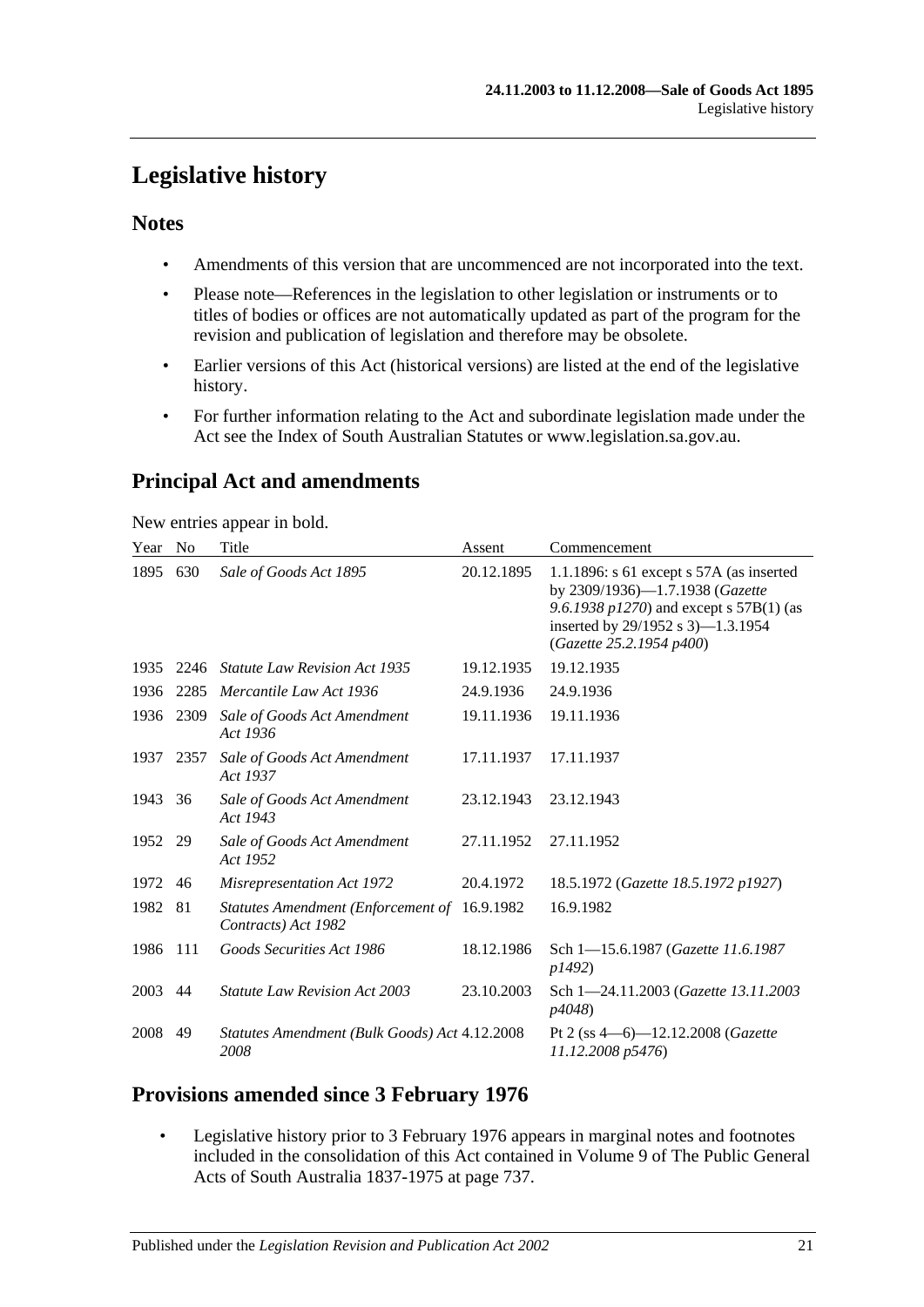# Legislative history

## Notes

- Amendments of this version that are uncommenced are not incorporated into the text.
- Please note—References in the legislation to other legislation or instruments or to titles of bodies or offices are not automatically updated as part of the program for the revision and publication of legislation and therefore may be obsolete.
- Earlier versions of this Act (historical versions) are listed at the end of the legislative history.
- For further information relating to the Act and subordinate legislation made under the Act see the Index of South Australian Statutes or www.legislation.sa.gov.au.

## Principal Act and amendments

New entries appear in bold.

| Year | No | Title | Assent | Commencement |
|---|---|---|---|---|
| 1895 | 630 | *Sale of Goods Act 1895* | 20.12.1895 | 1.1.1896: s 61 except s 57A (as inserted by 2309/1936)—1.7.1938 (*Gazette 9.6.1938 p1270*) and except s 57B(1) (as inserted by 29/1952 s 3)—1.3.1954 (*Gazette 25.2.1954 p400*) |
| 1935 | 2246 | *Statute Law Revision Act 1935* | 19.12.1935 | 19.12.1935 |
| 1936 | 2285 | *Mercantile Law Act 1936* | 24.9.1936 | 24.9.1936 |
| 1936 | 2309 | *Sale of Goods Act Amendment Act 1936* | 19.11.1936 | 19.11.1936 |
| 1937 | 2357 | *Sale of Goods Act Amendment Act 1937* | 17.11.1937 | 17.11.1937 |
| 1943 | 36 | *Sale of Goods Act Amendment Act 1943* | 23.12.1943 | 23.12.1943 |
| 1952 | 29 | *Sale of Goods Act Amendment Act 1952* | 27.11.1952 | 27.11.1952 |
| 1972 | 46 | *Misrepresentation Act 1972* | 20.4.1972 | 18.5.1972 (*Gazette 18.5.1972 p1927*) |
| 1982 | 81 | *Statutes Amendment (Enforcement of Contracts) Act 1982* | 16.9.1982 | 16.9.1982 |
| 1986 | 111 | *Goods Securities Act 1986* | 18.12.1986 | Sch 1—15.6.1987 (*Gazette 11.6.1987 p1492*) |
| 2003 | 44 | *Statute Law Revision Act 2003* | 23.10.2003 | Sch 1—24.11.2003 (*Gazette 13.11.2003 p4048*) |
| 2008 | 49 | *Statutes Amendment (Bulk Goods) Act 2008* | 4.12.2008 | Pt 2 (ss 4—6)—12.12.2008 (*Gazette 11.12.2008 p5476*) |

## Provisions amended since 3 February 1976

- Legislative history prior to 3 February 1976 appears in marginal notes and footnotes included in the consolidation of this Act contained in Volume 9 of The Public General Acts of South Australia 1837-1975 at page 737.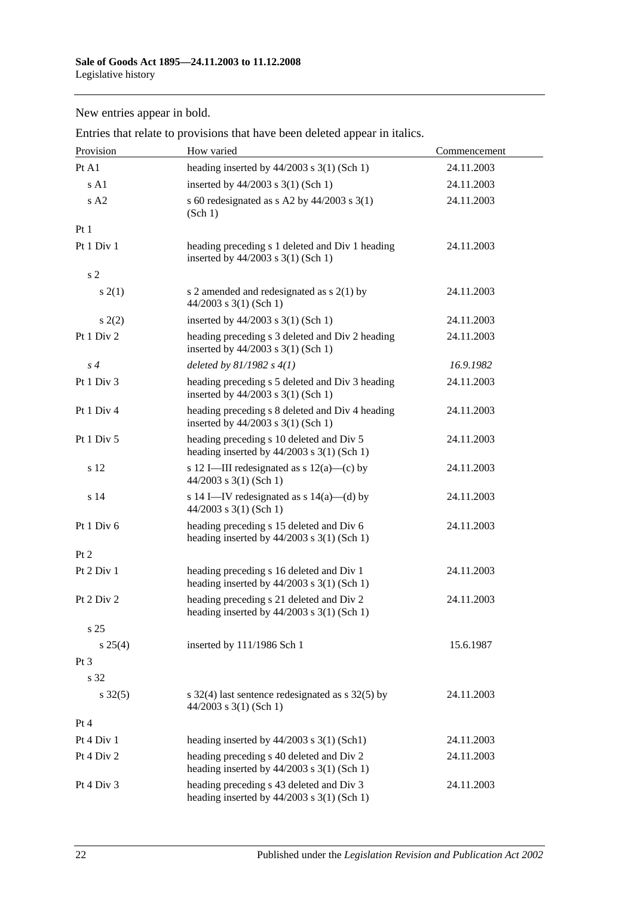New entries appear in bold.

Entries that relate to provisions that have been deleted appear in italics.

| Provision | How varied | Commencement |
|---|---|---|
| Pt A1 | heading inserted by 44/2003 s 3(1) (Sch 1) | 24.11.2003 |
| s A1 | inserted by 44/2003 s 3(1) (Sch 1) | 24.11.2003 |
| s A2 | s 60 redesignated as s A2 by 44/2003 s 3(1) (Sch 1) | 24.11.2003 |
| Pt 1 | | |
| Pt 1 Div 1 | heading preceding s 1 deleted and Div 1 heading inserted by 44/2003 s 3(1) (Sch 1) | 24.11.2003 |
| s 2 | | |
| s 2(1) | s 2 amended and redesignated as s 2(1) by 44/2003 s 3(1) (Sch 1) | 24.11.2003 |
| s 2(2) | inserted by 44/2003 s 3(1) (Sch 1) | 24.11.2003 |
| Pt 1 Div 2 | heading preceding s 3 deleted and Div 2 heading inserted by 44/2003 s 3(1) (Sch 1) | 24.11.2003 |
| *s 4* | *deleted by 81/1982 s 4(1)* | *16.9.1982* |
| Pt 1 Div 3 | heading preceding s 5 deleted and Div 3 heading inserted by 44/2003 s 3(1) (Sch 1) | 24.11.2003 |
| Pt 1 Div 4 | heading preceding s 8 deleted and Div 4 heading inserted by 44/2003 s 3(1) (Sch 1) | 24.11.2003 |
| Pt 1 Div 5 | heading preceding s 10 deleted and Div 5 heading inserted by 44/2003 s 3(1) (Sch 1) | 24.11.2003 |
| s 12 | s 12 I—III redesignated as s 12(a)—(c) by 44/2003 s 3(1) (Sch 1) | 24.11.2003 |
| s 14 | s 14 I—IV redesignated as s 14(a)—(d) by 44/2003 s 3(1) (Sch 1) | 24.11.2003 |
| Pt 1 Div 6 | heading preceding s 15 deleted and Div 6 heading inserted by 44/2003 s 3(1) (Sch 1) | 24.11.2003 |
| Pt 2 | | |
| Pt 2 Div 1 | heading preceding s 16 deleted and Div 1 heading inserted by 44/2003 s 3(1) (Sch 1) | 24.11.2003 |
| Pt 2 Div 2 | heading preceding s 21 deleted and Div 2 heading inserted by 44/2003 s 3(1) (Sch 1) | 24.11.2003 |
| s 25 | | |
| s 25(4) | inserted by 111/1986 Sch 1 | 15.6.1987 |
| Pt 3 | | |
| s 32 | | |
| s 32(5) | s 32(4) last sentence redesignated as s 32(5) by 44/2003 s 3(1) (Sch 1) | 24.11.2003 |
| Pt 4 | | |
| Pt 4 Div 1 | heading inserted by 44/2003 s 3(1) (Sch1) | 24.11.2003 |
| Pt 4 Div 2 | heading preceding s 40 deleted and Div 2 heading inserted by 44/2003 s 3(1) (Sch 1) | 24.11.2003 |
| Pt 4 Div 3 | heading preceding s 43 deleted and Div 3 heading inserted by 44/2003 s 3(1) (Sch 1) | 24.11.2003 |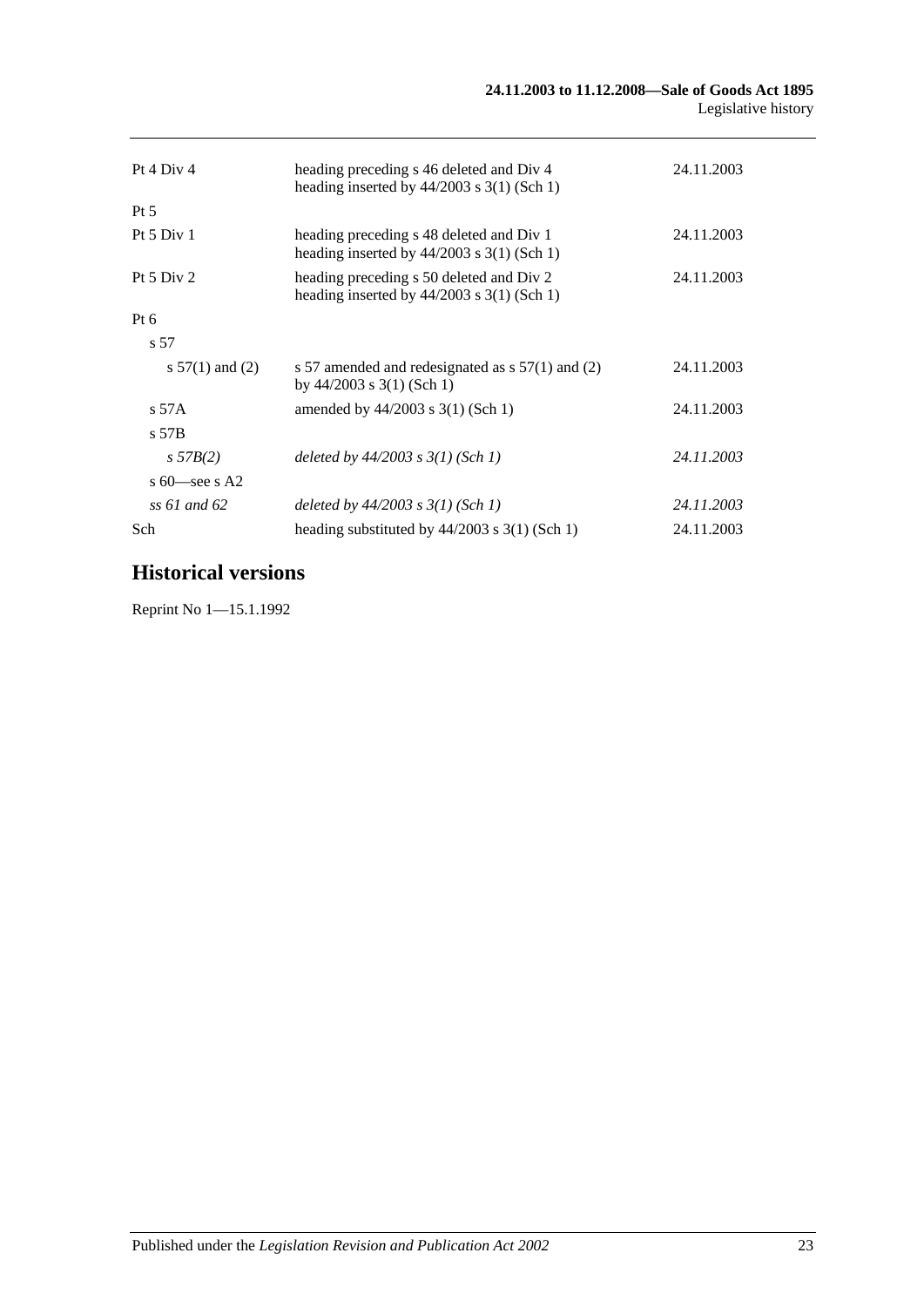| | | |
|---|---|---|
| Pt 4 Div 4 | heading preceding s 46 deleted and Div 4 heading inserted by 44/2003 s 3(1) (Sch 1) | 24.11.2003 |
| Pt 5 | | |
| Pt 5 Div 1 | heading preceding s 48 deleted and Div 1 heading inserted by 44/2003 s 3(1) (Sch 1) | 24.11.2003 |
| Pt 5 Div 2 | heading preceding s 50 deleted and Div 2 heading inserted by 44/2003 s 3(1) (Sch 1) | 24.11.2003 |
| Pt 6 | | |
| s 57 | | |
| s 57(1) and (2) | s 57 amended and redesignated as s 57(1) and (2) by 44/2003 s 3(1) (Sch 1) | 24.11.2003 |
| s 57A | amended by 44/2003 s 3(1) (Sch 1) | 24.11.2003 |
| s 57B | | |
| *s 57B(2)* | *deleted by 44/2003 s 3(1) (Sch 1)* | *24.11.2003* |
| s 60—see s A2 | | |
| *ss 61 and 62* | *deleted by 44/2003 s 3(1) (Sch 1)* | *24.11.2003* |
| Sch | heading substituted by 44/2003 s 3(1) (Sch 1) | 24.11.2003 |

## Historical versions

Reprint No 1—15.1.1992